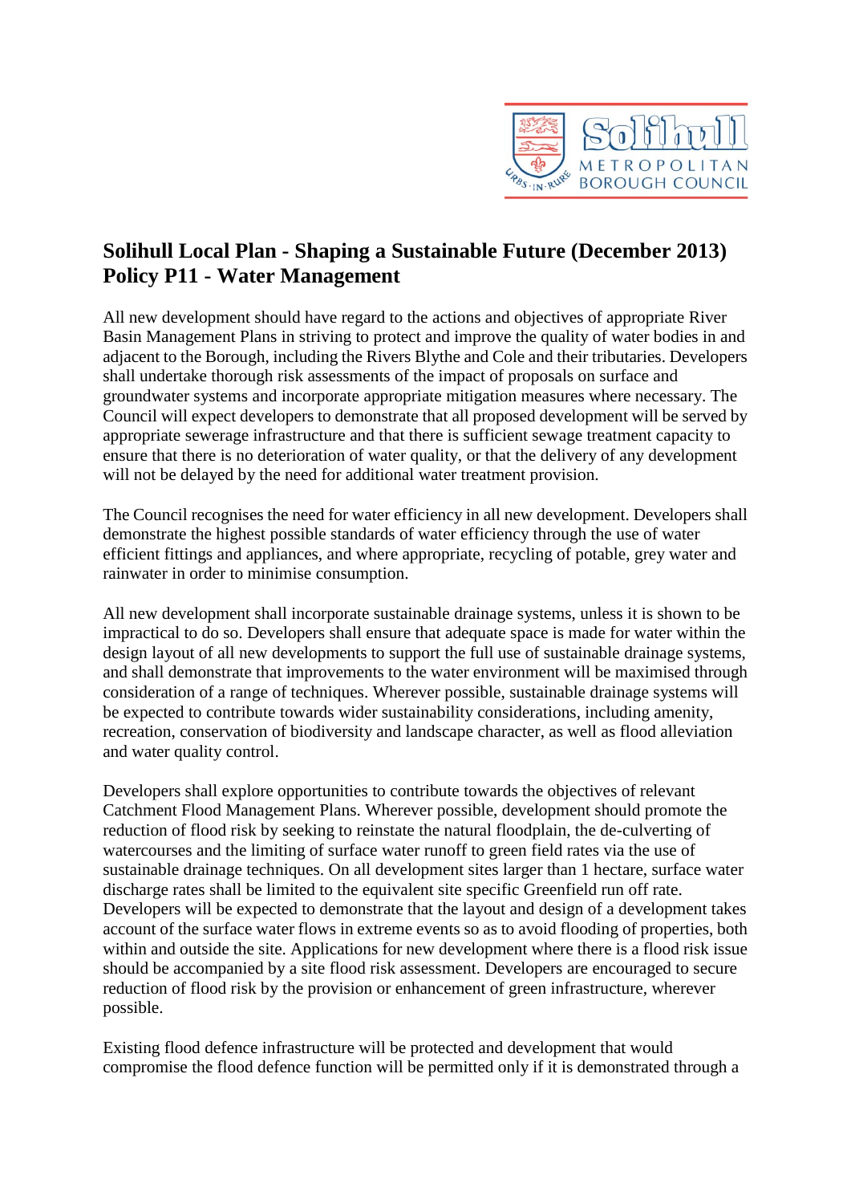## Solihull Local Plan - Shaping a Sustainable Future (December 2013) Policy P11 - Water Management

All new development should have regard to the actions and objectives of appropriate River Basin Management Plans in striving to protect and improve the quality of water bodies in and adjacent to the Borough, including the Rivers Blythe and Cole and their tributaries. Developers shall undertake thorough risk assessments of the impact of proposals on surface and groundwater systems and incorporate appropriate mitigation measures where necessary. The Council will expect developers to demonstrate that all proposed development will be served by appropriate sewerage infrastructure and that there is sufficient sewage treatment capacity to ensure that there is no deterioration of water quality, or that the delivery of any development will not be delayed by the need for additional water treatment provision.

The Council recognises the need for water efficiency in all new development. Developers shall demonstrate the highest possible standards of water efficiency through the use of water efficient fittings and appliances, and where appropriate, recycling of potable, grey water and rainwater in order to minimise consumption.

All new development shall incorporate sustainable drainage systems, unless it is shown to be impractical to do so. Developers shall ensure that adequate space is made for water within the design layout of all new developments to support the full use of sustainable drainage systems, and shall demonstrate that improvements to the water environment will be maximised through consideration of a range of techniques. Wherever possible, sustainable drainage systems will be expected to contribute towards wider sustainability considerations, including amenity, recreation, conservation of biodiversity and landscape character, as well as flood alleviation and water quality control.

Developers shall explore opportunities to contribute towards the objectives of relevant Catchment Flood Management Plans. Wherever possible, development should promote the reduction of flood risk by seeking to reinstate the natural floodplain, the de-culverting of watercourses and the limiting of surface water runoff to green field rates via the use of sustainable drainage techniques. On all development sites larger than 1 hectare, surface water discharge rates shall be limited to the equivalent site specific Greenfield run off rate. Developers will be expected to demonstrate that the layout and design of a development takes account of the surface water flows in extreme events so as to avoid flooding of properties, both within and outside the site. Applications for new development where there is a flood risk issue should be accompanied by a site flood risk assessment. Developers are encouraged to secure reduction of flood risk by the provision or enhancement of green infrastructure, wherever possible.

Existing flood defence infrastructure will be protected and development that would compromise the flood defence function will be permitted only if it is demonstrated through a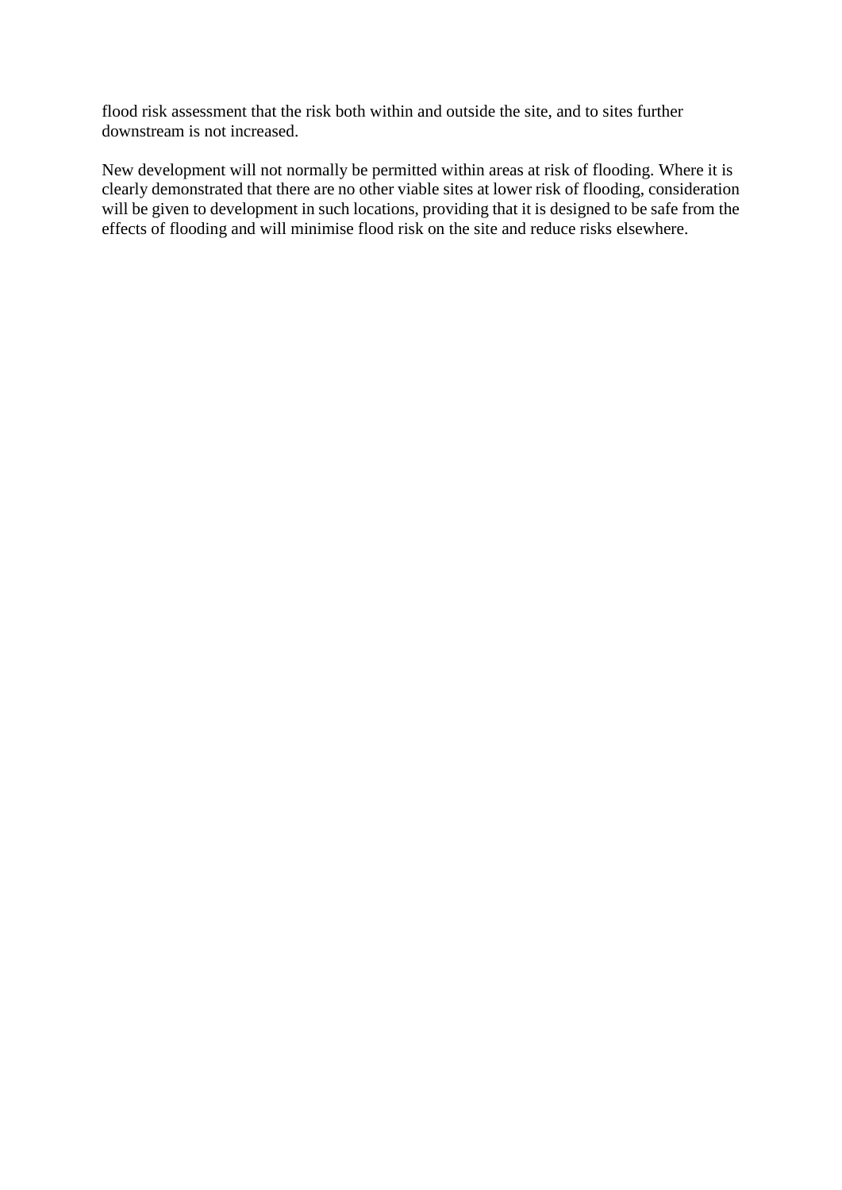flood risk assessment that the risk both within and outside the site, and to sites further downstream is not increased.

New development will not normally be permitted within areas at risk of flooding. Where it is clearly demonstrated that there are no other viable sites at lower risk of flooding, consideration will be given to development in such locations, providing that it is designed to be safe from the effects of flooding and will minimise flood risk on the site and reduce risks elsewhere.